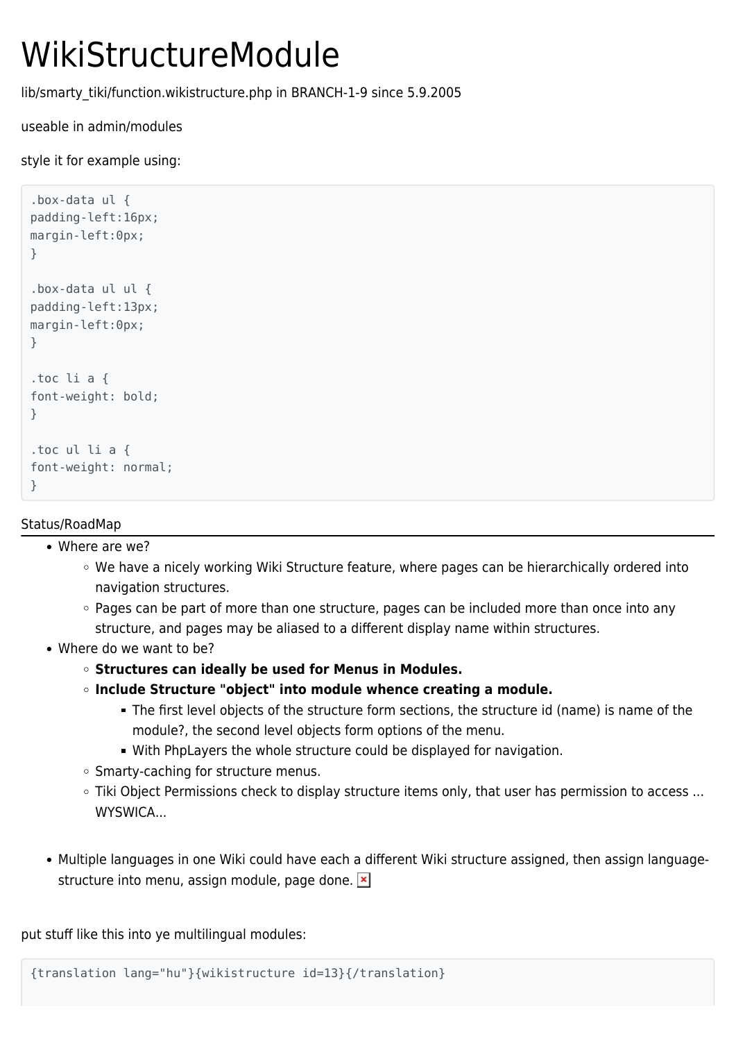# WikiStructureModule

lib/smarty_tiki/function.wikistructure.php in BRANCH-1-9 since 5.9.2005

useable in admin/modules

style it for example using:

```
.box-data ul {
padding-left:16px;
margin-left:0px;
}

.box-data ul ul {
padding-left:13px;
margin-left:0px;
}

.toc li a {
font-weight: bold;
}

.toc ul li a {
font-weight: normal;
}
```

## Status/RoadMap

- Where are we?
  - We have a nicely working Wiki Structure feature, where pages can be hierarchically ordered into navigation structures.
  - Pages can be part of more than one structure, pages can be included more than once into any structure, and pages may be aliased to a different display name within structures.
- Where do we want to be?
  - **Structures can ideally be used for Menus in Modules.**
  - **Include Structure "object" into module whence creating a module.**
    - The first level objects of the structure form sections, the structure id (name) is name of the module?, the second level objects form options of the menu.
    - With PhpLayers the whole structure could be displayed for navigation.
  - Smarty-caching for structure menus.
  - Tiki Object Permissions check to display structure items only, that user has permission to access ... WYSWICA...

- Multiple languages in one Wiki could have each a different Wiki structure assigned, then assign language-structure into menu, assign module, page done.

put stuff like this into ye multilingual modules:

```
{translation lang="hu"}{wikistructure id=13}{/translation}
```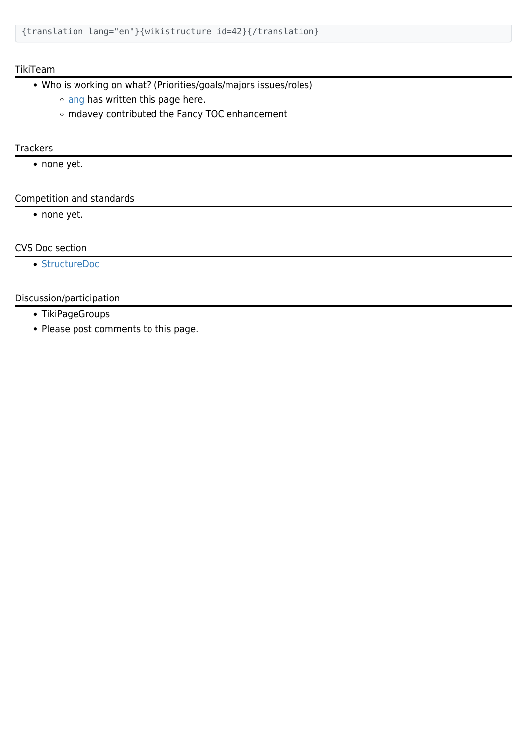```
{translation lang="en"}{wikistructure id=42}{/translation}
```

## TikiTeam

- Who is working on what? (Priorities/goals/majors issues/roles)
  - ang has written this page here.
  - mdavey contributed the Fancy TOC enhancement

## Trackers

- none yet.

## Competition and standards

- none yet.

## CVS Doc section

- StructureDoc

## Discussion/participation

- TikiPageGroups
- Please post comments to this page.